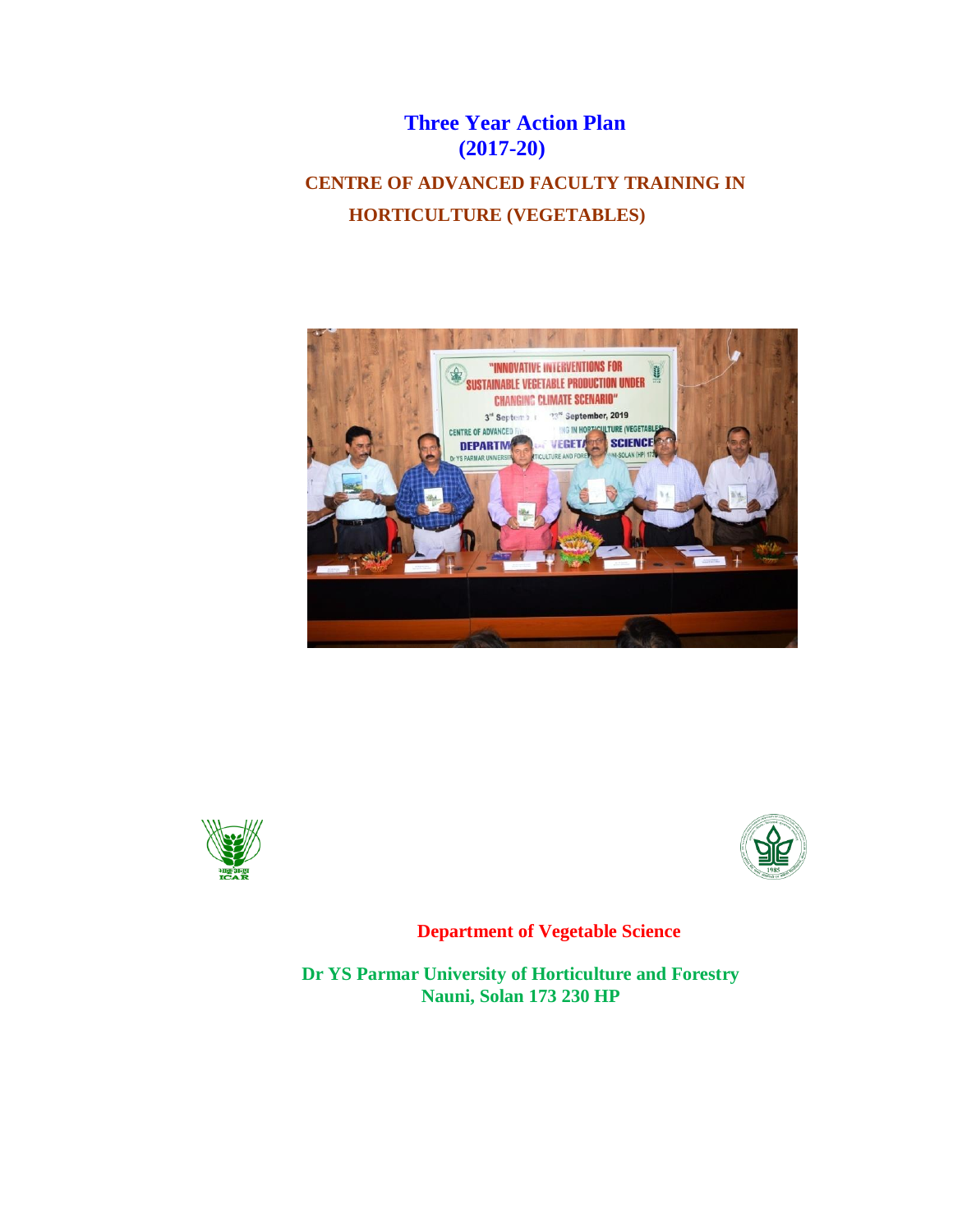# Three Year Action Plan
# (2017-20)

## CENTRE OF ADVANCED FACULTY TRAINING IN HORTICULTURE (VEGETABLES)

**Department of Vegetable Science**

**Dr YS Parmar University of Horticulture and Forestry**
**Nauni, Solan 173 230 HP**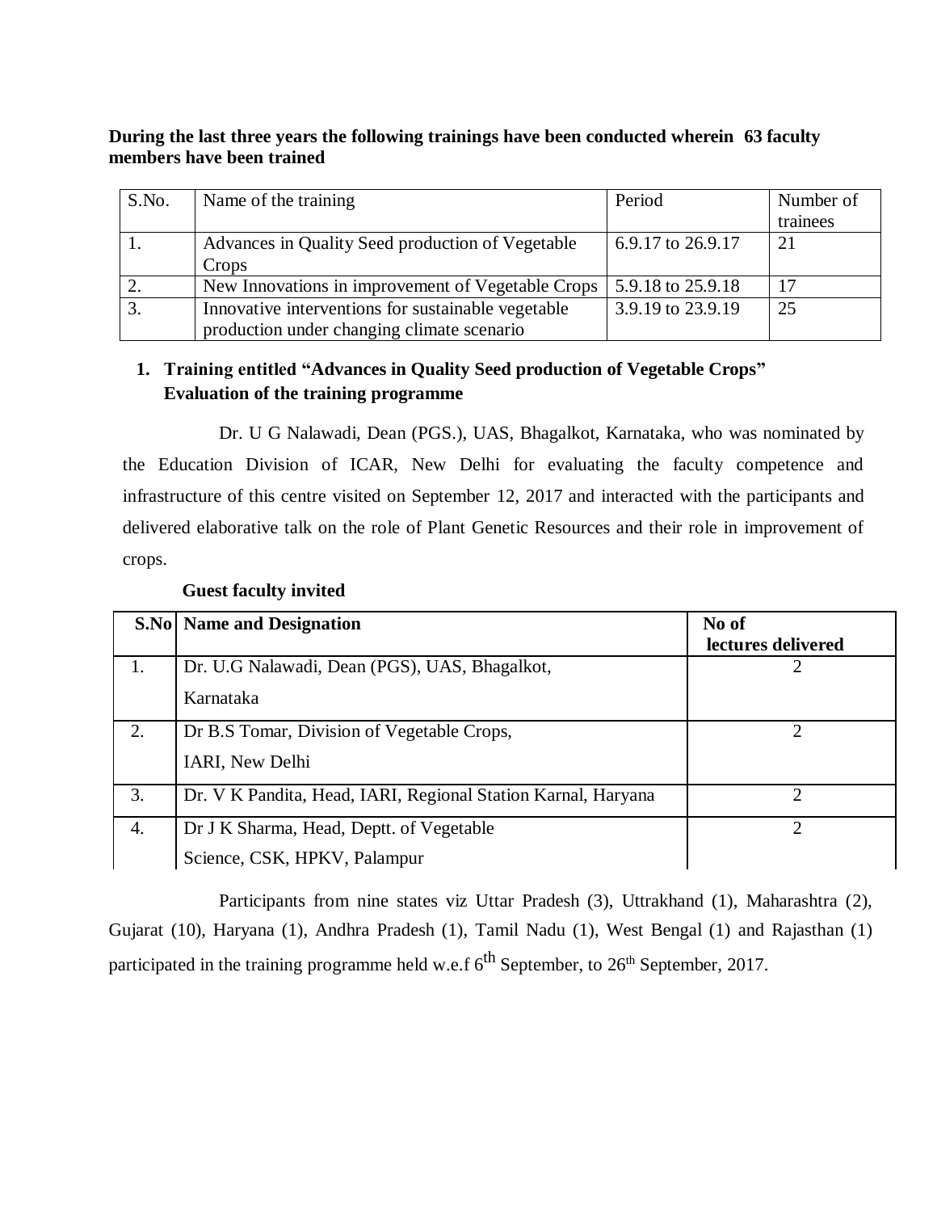**During the last three years the following trainings have been conducted wherein 63 faculty members have been trained**

| S.No. | Name of the training | Period | Number of trainees |
|---|---|---|---|
| 1. | Advances in Quality Seed production of Vegetable Crops | 6.9.17 to 26.9.17 | 21 |
| 2. | New Innovations in improvement of Vegetable Crops | 5.9.18 to 25.9.18 | 17 |
| 3. | Innovative interventions for sustainable vegetable production under changing climate scenario | 3.9.19 to 23.9.19 | 25 |

1. **Training entitled "Advances in Quality Seed production of Vegetable Crops"**
   **Evaluation of the training programme**

Dr. U G Nalawadi, Dean (PGS.), UAS, Bhagalkot, Karnataka, who was nominated by the Education Division of ICAR, New Delhi for evaluating the faculty competence and infrastructure of this centre visited on September 12, 2017 and interacted with the participants and delivered elaborative talk on the role of Plant Genetic Resources and their role in improvement of crops.

**Guest faculty invited**

| S.No | Name and Designation | No of lectures delivered |
|---|---|---|
| 1. | Dr. U.G Nalawadi, Dean (PGS), UAS, Bhagalkot, Karnataka | 2 |
| 2. | Dr B.S Tomar, Division of Vegetable Crops, IARI, New Delhi | 2 |
| 3. | Dr. V K Pandita, Head, IARI, Regional Station Karnal, Haryana | 2 |
| 4. | Dr J K Sharma, Head, Deptt. of Vegetable Science, CSK, HPKV, Palampur | 2 |

Participants from nine states viz Uttar Pradesh (3), Uttrakhand (1), Maharashtra (2), Gujarat (10), Haryana (1), Andhra Pradesh (1), Tamil Nadu (1), West Bengal (1) and Rajasthan (1) participated in the training programme held w.e.f 6th September, to 26th September, 2017.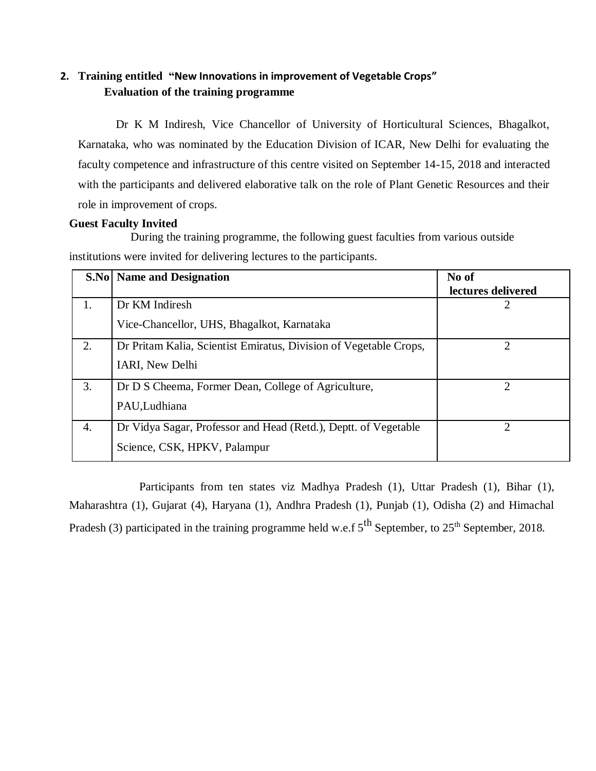## 2. Training entitled "New Innovations in improvement of Vegetable Crops"

### Evaluation of the training programme

Dr K M Indiresh, Vice Chancellor of University of Horticultural Sciences, Bhagalkot, Karnataka, who was nominated by the Education Division of ICAR, New Delhi for evaluating the faculty competence and infrastructure of this centre visited on September 14-15, 2018 and interacted with the participants and delivered elaborative talk on the role of Plant Genetic Resources and their role in improvement of crops.

**Guest Faculty Invited**

During the training programme, the following guest faculties from various outside institutions were invited for delivering lectures to the participants.

| S.No | Name and Designation | No of lectures delivered |
|---|---|---|
| 1. | Dr KM Indiresh<br>Vice-Chancellor, UHS, Bhagalkot, Karnataka | 2 |
| 2. | Dr Pritam Kalia, Scientist Emiratus, Division of Vegetable Crops, IARI, New Delhi | 2 |
| 3. | Dr D S Cheema, Former Dean, College of Agriculture, PAU,Ludhiana | 2 |
| 4. | Dr Vidya Sagar, Professor and Head (Retd.), Deptt. of Vegetable Science, CSK, HPKV, Palampur | 2 |

Participants from ten states viz Madhya Pradesh (1), Uttar Pradesh (1), Bihar (1), Maharashtra (1), Gujarat (4), Haryana (1), Andhra Pradesh (1), Punjab (1), Odisha (2) and Himachal Pradesh (3) participated in the training programme held w.e.f 5th September, to 25th September, 2018.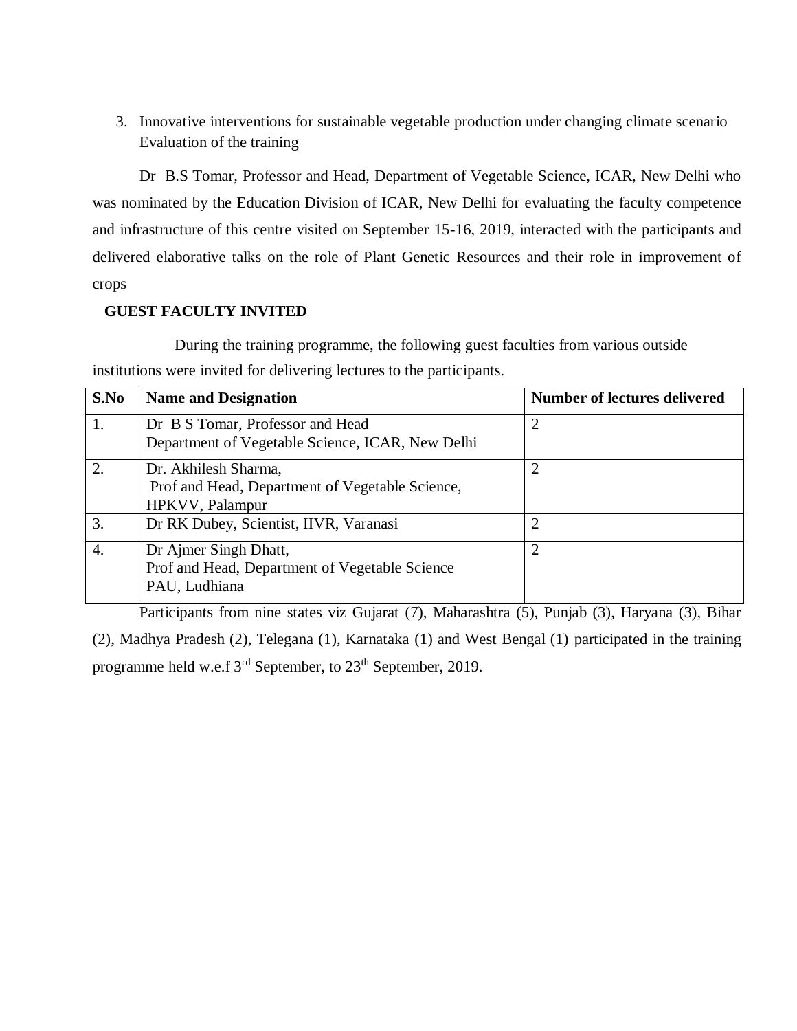3. Innovative interventions for sustainable vegetable production under changing climate scenario
   Evaluation of the training

Dr B.S Tomar, Professor and Head, Department of Vegetable Science, ICAR, New Delhi who was nominated by the Education Division of ICAR, New Delhi for evaluating the faculty competence and infrastructure of this centre visited on September 15-16, 2019, interacted with the participants and delivered elaborative talks on the role of Plant Genetic Resources and their role in improvement of crops

**GUEST FACULTY INVITED**

During the training programme, the following guest faculties from various outside institutions were invited for delivering lectures to the participants.

| S.No | Name and Designation | Number of lectures delivered |
|---|---|---|
| 1. | Dr B S Tomar, Professor and Head<br>Department of Vegetable Science, ICAR, New Delhi | 2 |
| 2. | Dr. Akhilesh Sharma,<br>Prof and Head, Department of Vegetable Science, HPKVV, Palampur | 2 |
| 3. | Dr RK Dubey, Scientist, IIVR, Varanasi | 2 |
| 4. | Dr Ajmer Singh Dhatt,<br>Prof and Head, Department of Vegetable Science<br>PAU, Ludhiana | 2 |

Participants from nine states viz Gujarat (7), Maharashtra (5), Punjab (3), Haryana (3), Bihar (2), Madhya Pradesh (2), Telegana (1), Karnataka (1) and West Bengal (1) participated in the training programme held w.e.f 3rd September, to 23th September, 2019.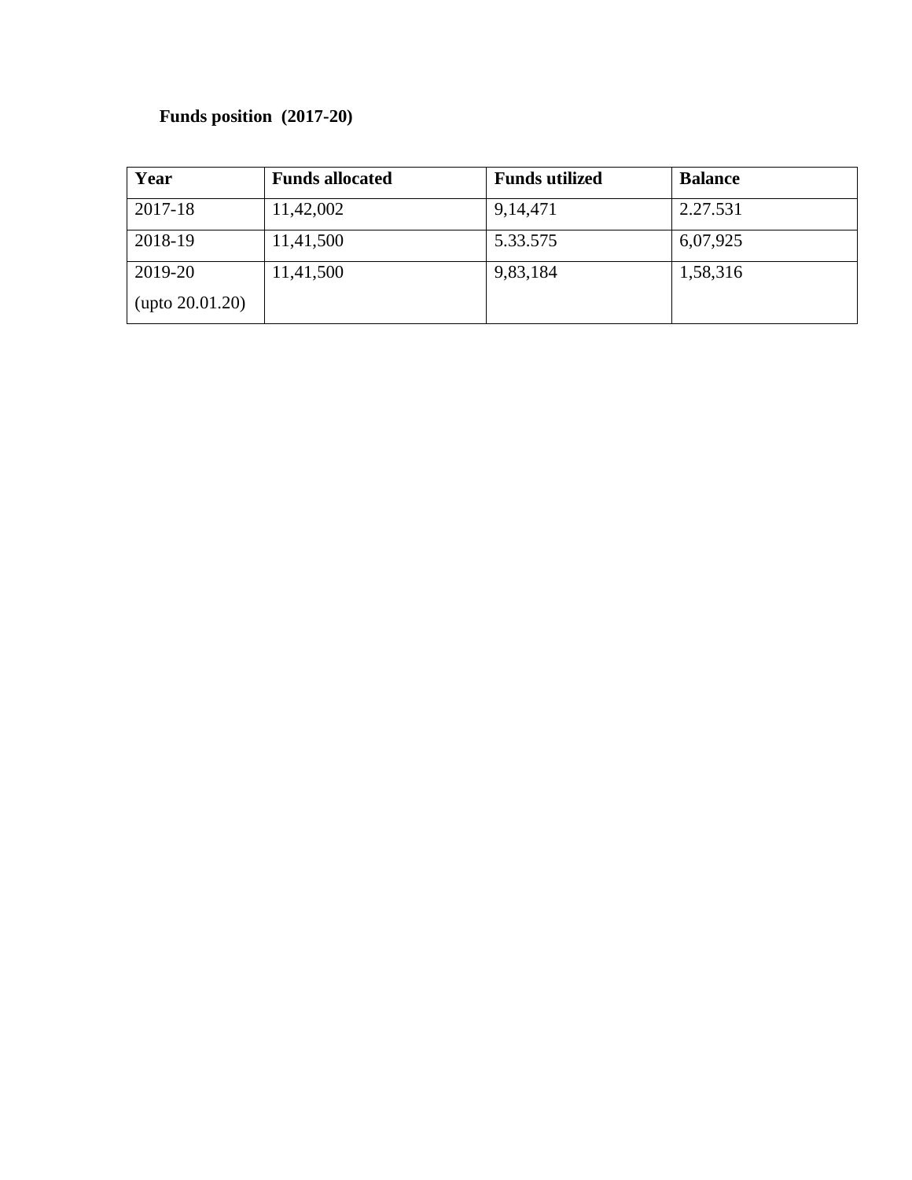**Funds position (2017-20)**

| Year | Funds allocated | Funds utilized | Balance |
|---|---|---|---|
| 2017-18 | 11,42,002 | 9,14,471 | 2.27.531 |
| 2018-19 | 11,41,500 | 5.33.575 | 6,07,925 |
| 2019-20 (upto 20.01.20) | 11,41,500 | 9,83,184 | 1,58,316 |